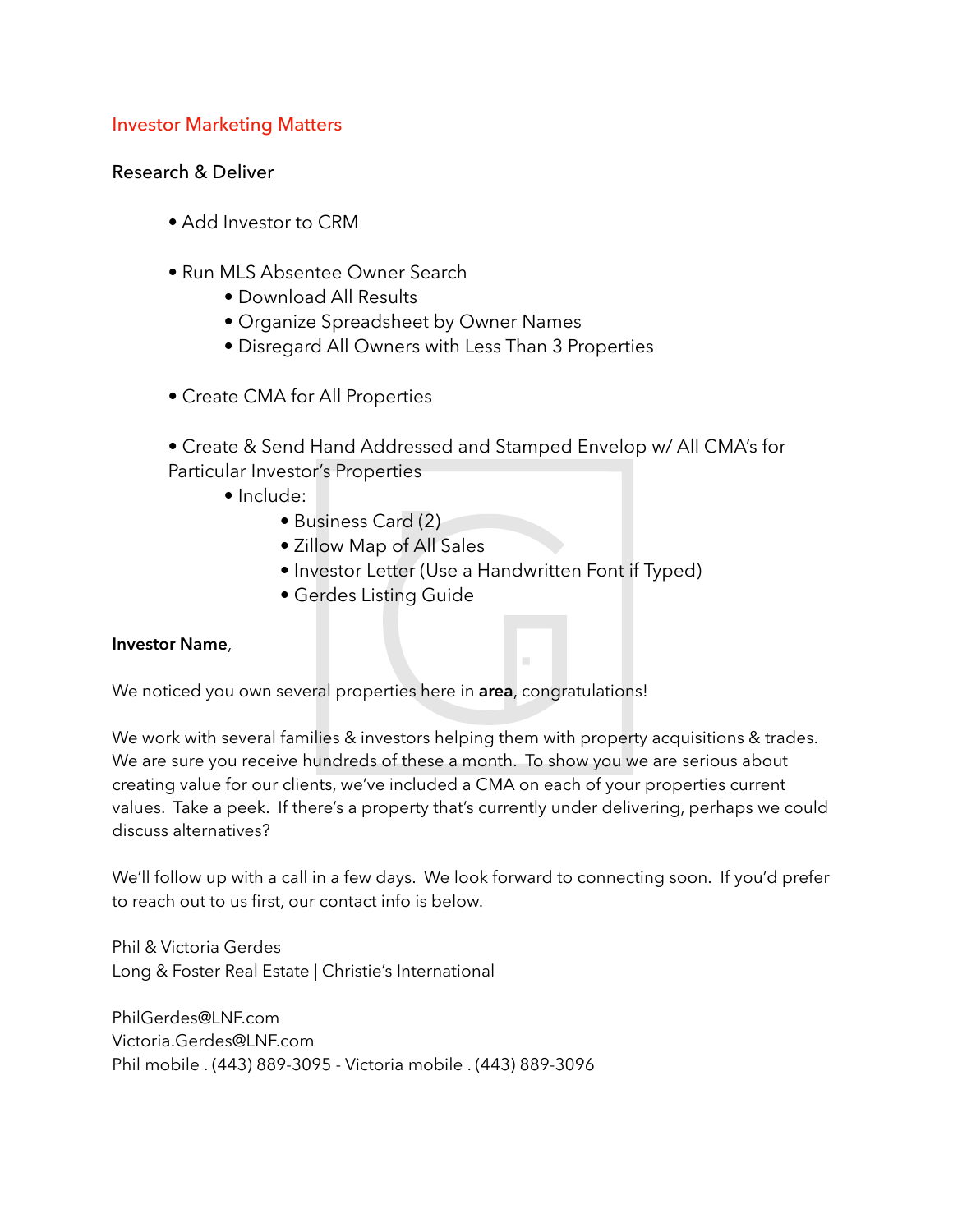## Investor Marketing Matters

### Research & Deliver

- Add Investor to CRM
- Run MLS Absentee Owner Search
  - Download All Results
  - Organize Spreadsheet by Owner Names
  - Disregard All Owners with Less Than 3 Properties
- Create CMA for All Properties
- Create & Send Hand Addressed and Stamped Envelop w/ All CMA's for Particular Investor's Properties
  - Include:
    - Business Card (2)
    - Zillow Map of All Sales
    - Investor Letter (Use a Handwritten Font if Typed)
    - Gerdes Listing Guide

**Investor Name**,

We noticed you own several properties here in **area**, congratulations!

We work with several families & investors helping them with property acquisitions & trades. We are sure you receive hundreds of these a month. To show you we are serious about creating value for our clients, we've included a CMA on each of your properties current values. Take a peek. If there's a property that's currently under delivering, perhaps we could discuss alternatives?

We'll follow up with a call in a few days. We look forward to connecting soon. If you'd prefer to reach out to us first, our contact info is below.

Phil & Victoria Gerdes
Long & Foster Real Estate | Christie's International

PhilGerdes@LNF.com
Victoria.Gerdes@LNF.com
Phil mobile . (443) 889-3095 - Victoria mobile . (443) 889-3096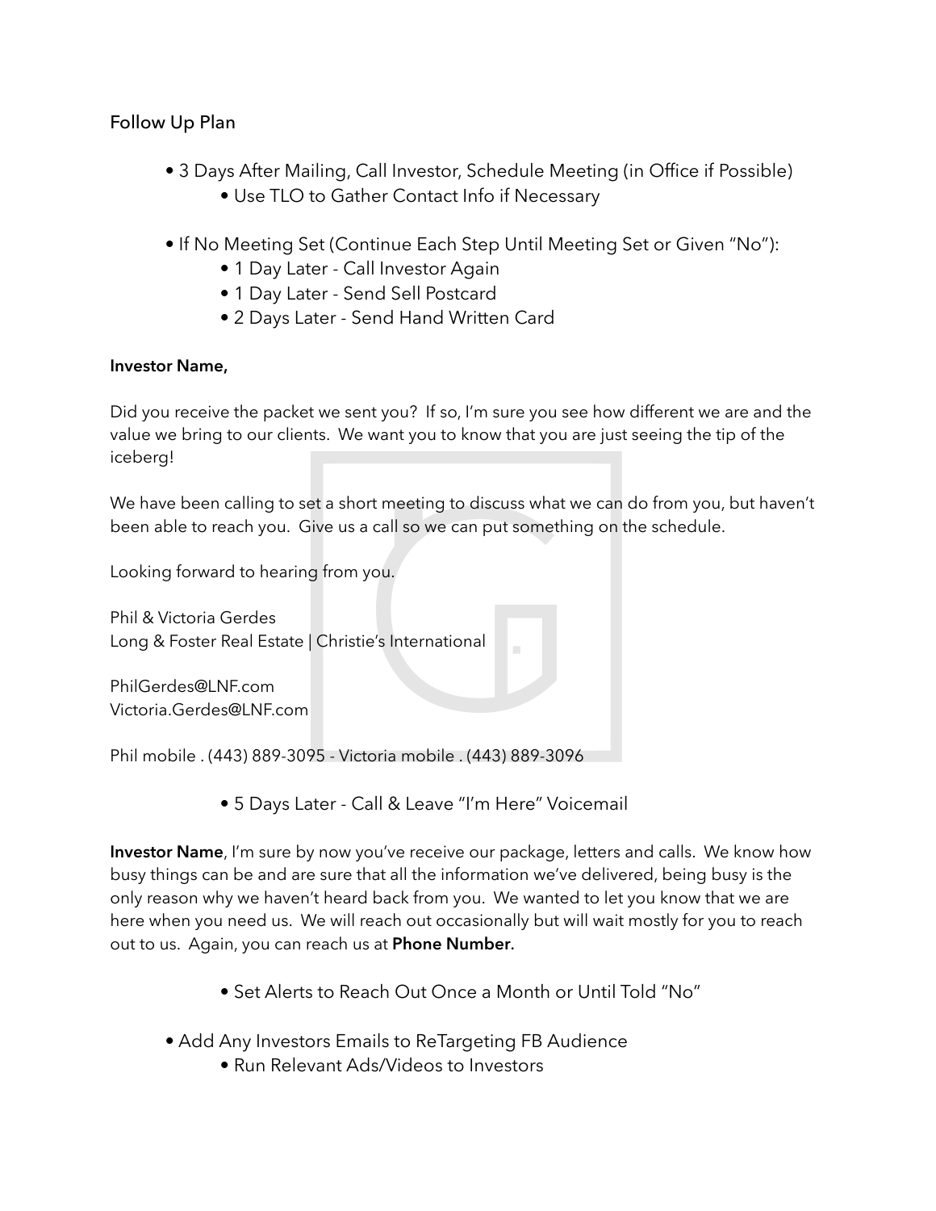Follow Up Plan

- 3 Days After Mailing, Call Investor, Schedule Meeting (in Office if Possible)
  - Use TLO to Gather Contact Info if Necessary

- If No Meeting Set (Continue Each Step Until Meeting Set or Given "No"):
  - 1 Day Later - Call Investor Again
  - 1 Day Later - Send Sell Postcard
  - 2 Days Later - Send Hand Written Card

**Investor Name,**

Did you receive the packet we sent you? If so, I'm sure you see how different we are and the value we bring to our clients. We want you to know that you are just seeing the tip of the iceberg!

We have been calling to set a short meeting to discuss what we can do from you, but haven't been able to reach you. Give us a call so we can put something on the schedule.

Looking forward to hearing from you.

Phil & Victoria Gerdes
Long & Foster Real Estate | Christie's International

PhilGerdes@LNF.com
Victoria.Gerdes@LNF.com

Phil mobile . (443) 889-3095 - Victoria mobile . (443) 889-3096

  - 5 Days Later - Call & Leave "I'm Here" Voicemail

**Investor Name**, I'm sure by now you've receive our package, letters and calls. We know how busy things can be and are sure that all the information we've delivered, being busy is the only reason why we haven't heard back from you. We wanted to let you know that we are here when you need us. We will reach out occasionally but will wait mostly for you to reach out to us. Again, you can reach us at **Phone Number.**

  - Set Alerts to Reach Out Once a Month or Until Told "No"

- Add Any Investors Emails to ReTargeting FB Audience
  - Run Relevant Ads/Videos to Investors